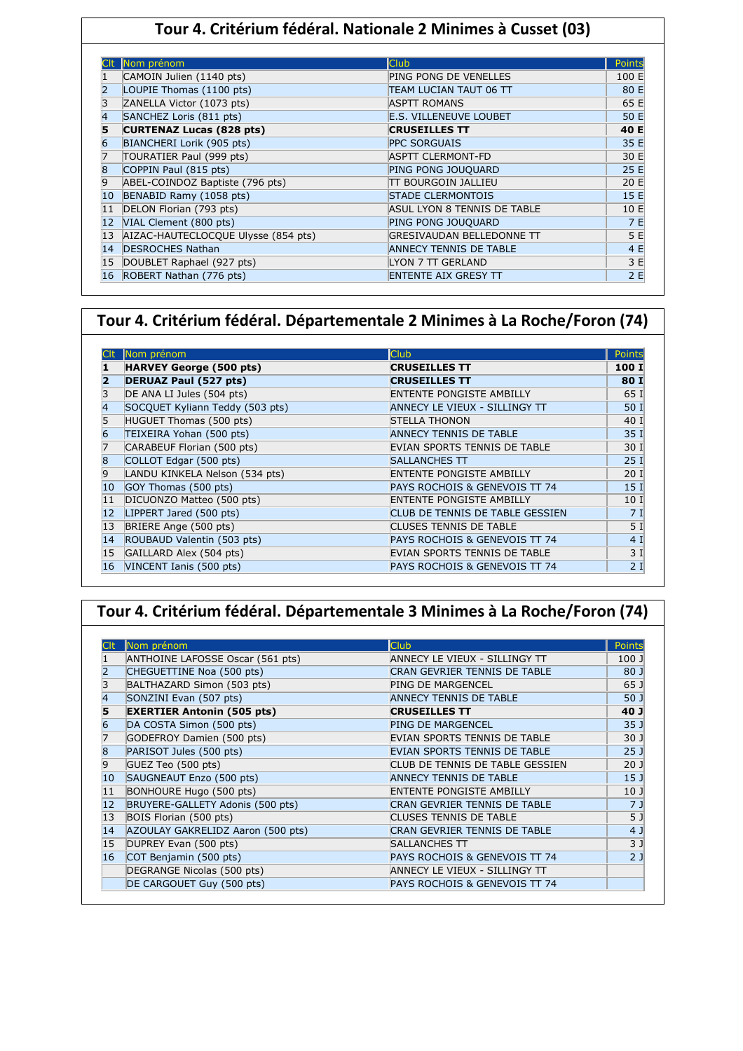## Tour 4. Critérium fédéral. Nationale 2 Minimes à Cusset (03)

| Clt | Nom prénom | Club | Points |
|---|---|---|---|
| 1 | CAMOIN Julien (1140 pts) | PING PONG DE VENELLES | 100 E |
| 2 | LOUPIE Thomas (1100 pts) | TEAM LUCIAN TAUT 06 TT | 80 E |
| 3 | ZANELLA Victor (1073 pts) | ASPTT ROMANS | 65 E |
| 4 | SANCHEZ Loris (811 pts) | E.S. VILLENEUVE LOUBET | 50 E |
| **5** | **CURTENAZ Lucas (828 pts)** | **CRUSEILLES TT** | **40 E** |
| 6 | BIANCHERI Lorik (905 pts) | PPC SORGUAIS | 35 E |
| 7 | TOURATIER Paul (999 pts) | ASPTT CLERMONT-FD | 30 E |
| 8 | COPPIN Paul (815 pts) | PING PONG JOUQUARD | 25 E |
| 9 | ABEL-COINDOZ Baptiste (796 pts) | TT BOURGOIN JALLIEU | 20 E |
| 10 | BENABID Ramy (1058 pts) | STADE CLERMONTOIS | 15 E |
| 11 | DELON Florian (793 pts) | ASUL LYON 8 TENNIS DE TABLE | 10 E |
| 12 | VIAL Clement (800 pts) | PING PONG JOUQUARD | 7 E |
| 13 | AIZAC-HAUTECLOCQUE Ulysse (854 pts) | GRESIVAUDAN BELLEDONNE TT | 5 E |
| 14 | DESROCHES Nathan | ANNECY TENNIS DE TABLE | 4 E |
| 15 | DOUBLET Raphael (927 pts) | LYON 7 TT GERLAND | 3 E |
| 16 | ROBERT Nathan (776 pts) | ENTENTE AIX GRESY TT | 2 E |

## Tour 4. Critérium fédéral. Départementale 2 Minimes à La Roche/Foron (74)

| Clt | Nom prénom | Club | Points |
|---|---|---|---|
| **1** | **HARVEY George (500 pts)** | **CRUSEILLES TT** | **100 I** |
| **2** | **DERUAZ Paul (527 pts)** | **CRUSEILLES TT** | **80 I** |
| 3 | DE ANA LI Jules (504 pts) | ENTENTE PONGISTE AMBILLY | 65 I |
| 4 | SOCQUET Kyliann Teddy (503 pts) | ANNECY LE VIEUX - SILLINGY TT | 50 I |
| 5 | HUGUET Thomas (500 pts) | STELLA THONON | 40 I |
| 6 | TEIXEIRA Yohan (500 pts) | ANNECY TENNIS DE TABLE | 35 I |
| 7 | CARABEUF Florian (500 pts) | EVIAN SPORTS TENNIS DE TABLE | 30 I |
| 8 | COLLOT Edgar (500 pts) | SALLANCHES TT | 25 I |
| 9 | LANDU KINKELA Nelson (534 pts) | ENTENTE PONGISTE AMBILLY | 20 I |
| 10 | GOY Thomas (500 pts) | PAYS ROCHOIS & GENEVOIS TT 74 | 15 I |
| 11 | DICUONZO Matteo (500 pts) | ENTENTE PONGISTE AMBILLY | 10 I |
| 12 | LIPPERT Jared (500 pts) | CLUB DE TENNIS DE TABLE GESSIEN | 7 I |
| 13 | BRIERE Ange (500 pts) | CLUSES TENNIS DE TABLE | 5 I |
| 14 | ROUBAUD Valentin (503 pts) | PAYS ROCHOIS & GENEVOIS TT 74 | 4 I |
| 15 | GAILLARD Alex (504 pts) | EVIAN SPORTS TENNIS DE TABLE | 3 I |
| 16 | VINCENT Ianis (500 pts) | PAYS ROCHOIS & GENEVOIS TT 74 | 2 I |

## Tour 4. Critérium fédéral. Départementale 3 Minimes à La Roche/Foron (74)

| Clt | Nom prénom | Club | Points |
|---|---|---|---|
| 1 | ANTHOINE LAFOSSE Oscar (561 pts) | ANNECY LE VIEUX - SILLINGY TT | 100 J |
| 2 | CHEGUETTINE Noa (500 pts) | CRAN GEVRIER TENNIS DE TABLE | 80 J |
| 3 | BALTHAZARD Simon (503 pts) | PING DE MARGENCEL | 65 J |
| 4 | SONZINI Evan (507 pts) | ANNECY TENNIS DE TABLE | 50 J |
| **5** | **EXERTIER Antonin (505 pts)** | **CRUSEILLES TT** | **40 J** |
| 6 | DA COSTA Simon (500 pts) | PING DE MARGENCEL | 35 J |
| 7 | GODEFROY Damien (500 pts) | EVIAN SPORTS TENNIS DE TABLE | 30 J |
| 8 | PARISOT Jules (500 pts) | EVIAN SPORTS TENNIS DE TABLE | 25 J |
| 9 | GUEZ Teo (500 pts) | CLUB DE TENNIS DE TABLE GESSIEN | 20 J |
| 10 | SAUGNEAUT Enzo (500 pts) | ANNECY TENNIS DE TABLE | 15 J |
| 11 | BONHOURE Hugo (500 pts) | ENTENTE PONGISTE AMBILLY | 10 J |
| 12 | BRUYERE-GALLETY Adonis (500 pts) | CRAN GEVRIER TENNIS DE TABLE | 7 J |
| 13 | BOIS Florian (500 pts) | CLUSES TENNIS DE TABLE | 5 J |
| 14 | AZOULAY GAKRELIDZ Aaron (500 pts) | CRAN GEVRIER TENNIS DE TABLE | 4 J |
| 15 | DUPREY Evan (500 pts) | SALLANCHES TT | 3 J |
| 16 | COT Benjamin (500 pts) | PAYS ROCHOIS & GENEVOIS TT 74 | 2 J |
| | DEGRANGE Nicolas (500 pts) | ANNECY LE VIEUX - SILLINGY TT | |
| | DE CARGOUET Guy (500 pts) | PAYS ROCHOIS & GENEVOIS TT 74 | |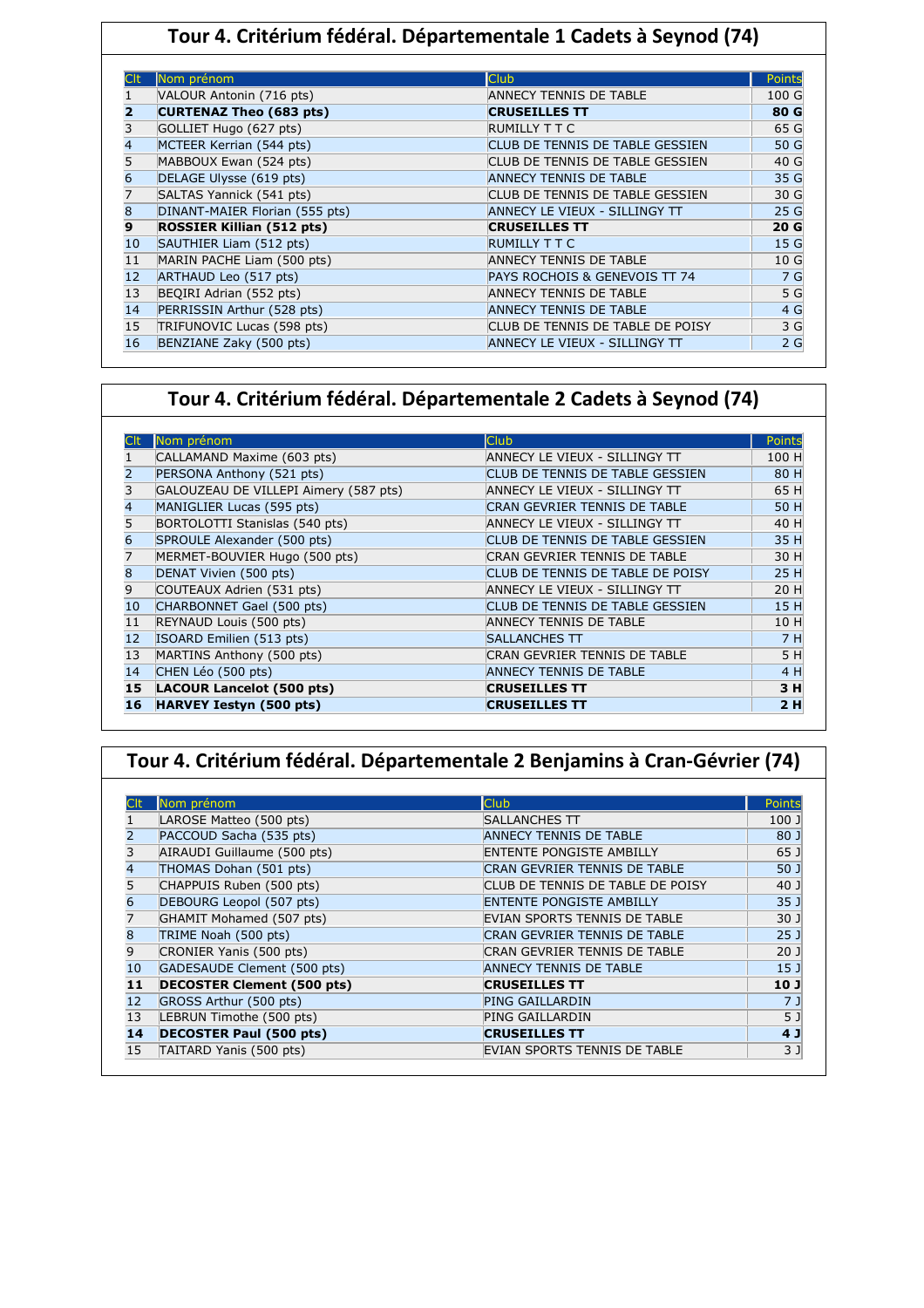## Tour 4. Critérium fédéral. Départementale 1 Cadets à Seynod (74)

| Clt | Nom prénom | Club | Points |
|---|---|---|---|
| 1 | VALOUR Antonin (716 pts) | ANNECY TENNIS DE TABLE | 100 G |
| **2** | **CURTENAZ Theo (683 pts)** | **CRUSEILLES TT** | **80 G** |
| 3 | GOLLIET Hugo (627 pts) | RUMILLY T T C | 65 G |
| 4 | MCTEER Kerrian (544 pts) | CLUB DE TENNIS DE TABLE GESSIEN | 50 G |
| 5 | MABBOUX Ewan (524 pts) | CLUB DE TENNIS DE TABLE GESSIEN | 40 G |
| 6 | DELAGE Ulysse (619 pts) | ANNECY TENNIS DE TABLE | 35 G |
| 7 | SALTAS Yannick (541 pts) | CLUB DE TENNIS DE TABLE GESSIEN | 30 G |
| 8 | DINANT-MAIER Florian (555 pts) | ANNECY LE VIEUX - SILLINGY TT | 25 G |
| **9** | **ROSSIER Killian (512 pts)** | **CRUSEILLES TT** | **20 G** |
| 10 | SAUTHIER Liam (512 pts) | RUMILLY T T C | 15 G |
| 11 | MARIN PACHE Liam (500 pts) | ANNECY TENNIS DE TABLE | 10 G |
| 12 | ARTHAUD Leo (517 pts) | PAYS ROCHOIS & GENEVOIS TT 74 | 7 G |
| 13 | BEQIRI Adrian (552 pts) | ANNECY TENNIS DE TABLE | 5 G |
| 14 | PERRISSIN Arthur (528 pts) | ANNECY TENNIS DE TABLE | 4 G |
| 15 | TRIFUNOVIC Lucas (598 pts) | CLUB DE TENNIS DE TABLE DE POISY | 3 G |
| 16 | BENZIANE Zaky (500 pts) | ANNECY LE VIEUX - SILLINGY TT | 2 G |

## Tour 4. Critérium fédéral. Départementale 2 Cadets à Seynod (74)

| Clt | Nom prénom | Club | Points |
|---|---|---|---|
| 1 | CALLAMAND Maxime (603 pts) | ANNECY LE VIEUX - SILLINGY TT | 100 H |
| 2 | PERSONA Anthony (521 pts) | CLUB DE TENNIS DE TABLE GESSIEN | 80 H |
| 3 | GALOUZEAU DE VILLEPI Aimery (587 pts) | ANNECY LE VIEUX - SILLINGY TT | 65 H |
| 4 | MANIGLIER Lucas (595 pts) | CRAN GEVRIER TENNIS DE TABLE | 50 H |
| 5 | BORTOLOTTI Stanislas (540 pts) | ANNECY LE VIEUX - SILLINGY TT | 40 H |
| 6 | SPROULE Alexander (500 pts) | CLUB DE TENNIS DE TABLE GESSIEN | 35 H |
| 7 | MERMET-BOUVIER Hugo (500 pts) | CRAN GEVRIER TENNIS DE TABLE | 30 H |
| 8 | DENAT Vivien (500 pts) | CLUB DE TENNIS DE TABLE DE POISY | 25 H |
| 9 | COUTEAUX Adrien (531 pts) | ANNECY LE VIEUX - SILLINGY TT | 20 H |
| 10 | CHARBONNET Gael (500 pts) | CLUB DE TENNIS DE TABLE GESSIEN | 15 H |
| 11 | REYNAUD Louis (500 pts) | ANNECY TENNIS DE TABLE | 10 H |
| 12 | ISOARD Emilien (513 pts) | SALLANCHES TT | 7 H |
| 13 | MARTINS Anthony (500 pts) | CRAN GEVRIER TENNIS DE TABLE | 5 H |
| 14 | CHEN Léo (500 pts) | ANNECY TENNIS DE TABLE | 4 H |
| **15** | **LACOUR Lancelot (500 pts)** | **CRUSEILLES TT** | **3 H** |
| **16** | **HARVEY Iestyn (500 pts)** | **CRUSEILLES TT** | **2 H** |

## Tour 4. Critérium fédéral. Départementale 2 Benjamins à Cran-Gévrier (74)

| Clt | Nom prénom | Club | Points |
|---|---|---|---|
| 1 | LAROSE Matteo (500 pts) | SALLANCHES TT | 100 J |
| 2 | PACCOUD Sacha (535 pts) | ANNECY TENNIS DE TABLE | 80 J |
| 3 | AIRAUDI Guillaume (500 pts) | ENTENTE PONGISTE AMBILLY | 65 J |
| 4 | THOMAS Dohan (501 pts) | CRAN GEVRIER TENNIS DE TABLE | 50 J |
| 5 | CHAPPUIS Ruben (500 pts) | CLUB DE TENNIS DE TABLE DE POISY | 40 J |
| 6 | DEBOURG Leopol (507 pts) | ENTENTE PONGISTE AMBILLY | 35 J |
| 7 | GHAMIT Mohamed (507 pts) | EVIAN SPORTS TENNIS DE TABLE | 30 J |
| 8 | TRIME Noah (500 pts) | CRAN GEVRIER TENNIS DE TABLE | 25 J |
| 9 | CRONIER Yanis (500 pts) | CRAN GEVRIER TENNIS DE TABLE | 20 J |
| 10 | GADESAUDE Clement (500 pts) | ANNECY TENNIS DE TABLE | 15 J |
| **11** | **DECOSTER Clement (500 pts)** | **CRUSEILLES TT** | **10 J** |
| 12 | GROSS Arthur (500 pts) | PING GAILLARDIN | 7 J |
| 13 | LEBRUN Timothe (500 pts) | PING GAILLARDIN | 5 J |
| **14** | **DECOSTER Paul (500 pts)** | **CRUSEILLES TT** | **4 J** |
| 15 | TAITARD Yanis (500 pts) | EVIAN SPORTS TENNIS DE TABLE | 3 J |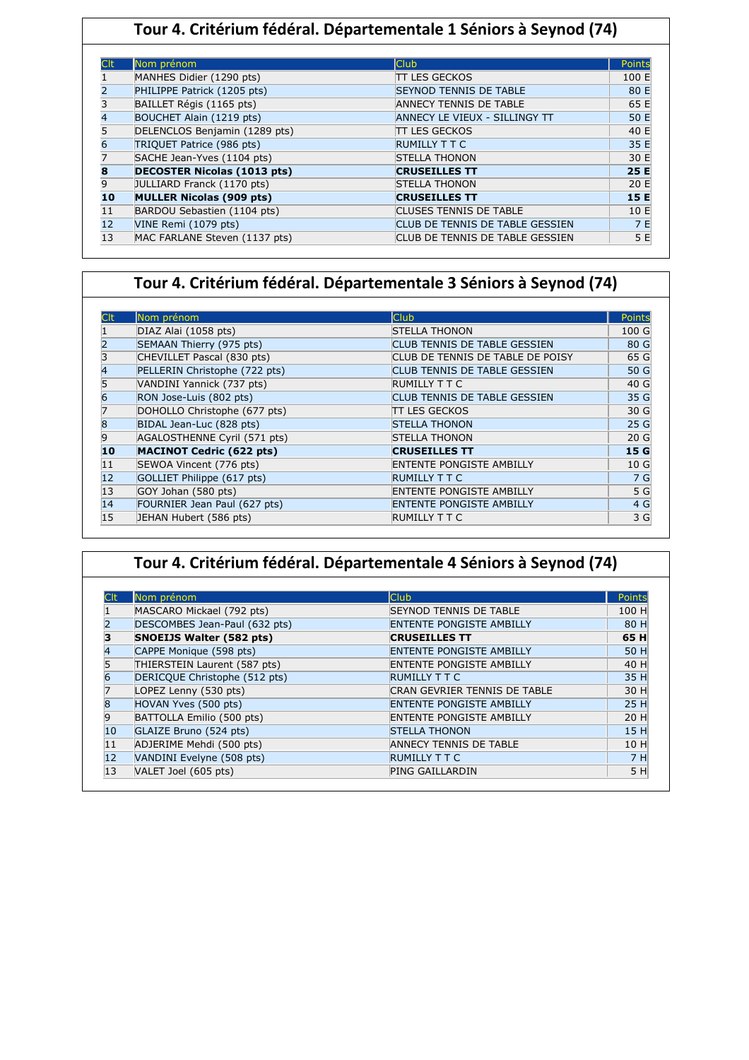## Tour 4. Critérium fédéral. Départementale 1 Séniors à Seynod (74)

| Clt | Nom prénom | Club | Points |
|---|---|---|---|
| 1 | MANHES Didier (1290 pts) | TT LES GECKOS | 100 E |
| 2 | PHILIPPE Patrick (1205 pts) | SEYNOD TENNIS DE TABLE | 80 E |
| 3 | BAILLET Régis (1165 pts) | ANNECY TENNIS DE TABLE | 65 E |
| 4 | BOUCHET Alain (1219 pts) | ANNECY LE VIEUX - SILLINGY TT | 50 E |
| 5 | DELENCLOS Benjamin (1289 pts) | TT LES GECKOS | 40 E |
| 6 | TRIQUET Patrice (986 pts) | RUMILLY T T C | 35 E |
| 7 | SACHE Jean-Yves (1104 pts) | STELLA THONON | 30 E |
| **8** | **DECOSTER Nicolas (1013 pts)** | **CRUSEILLES TT** | **25 E** |
| 9 | JULLIARD Franck (1170 pts) | STELLA THONON | 20 E |
| **10** | **MULLER Nicolas (909 pts)** | **CRUSEILLES TT** | **15 E** |
| 11 | BARDOU Sebastien (1104 pts) | CLUSES TENNIS DE TABLE | 10 E |
| 12 | VINE Remi (1079 pts) | CLUB DE TENNIS DE TABLE GESSIEN | 7 E |
| 13 | MAC FARLANE Steven (1137 pts) | CLUB DE TENNIS DE TABLE GESSIEN | 5 E |

## Tour 4. Critérium fédéral. Départementale 3 Séniors à Seynod (74)

| Clt | Nom prénom | Club | Points |
|---|---|---|---|
| 1 | DIAZ Alai (1058 pts) | STELLA THONON | 100 G |
| 2 | SEMAAN Thierry (975 pts) | CLUB TENNIS DE TABLE GESSIEN | 80 G |
| 3 | CHEVILLET Pascal (830 pts) | CLUB DE TENNIS DE TABLE DE POISY | 65 G |
| 4 | PELLERIN Christophe (722 pts) | CLUB TENNIS DE TABLE GESSIEN | 50 G |
| 5 | VANDINI Yannick (737 pts) | RUMILLY T T C | 40 G |
| 6 | RON Jose-Luis (802 pts) | CLUB TENNIS DE TABLE GESSIEN | 35 G |
| 7 | DOHOLLO Christophe (677 pts) | TT LES GECKOS | 30 G |
| 8 | BIDAL Jean-Luc (828 pts) | STELLA THONON | 25 G |
| 9 | AGALOSTHENNE Cyril (571 pts) | STELLA THONON | 20 G |
| **10** | **MACINOT Cedric (622 pts)** | **CRUSEILLES TT** | **15 G** |
| 11 | SEWOA Vincent (776 pts) | ENTENTE PONGISTE AMBILLY | 10 G |
| 12 | GOLLIET Philippe (617 pts) | RUMILLY T T C | 7 G |
| 13 | GOY Johan (580 pts) | ENTENTE PONGISTE AMBILLY | 5 G |
| 14 | FOURNIER Jean Paul (627 pts) | ENTENTE PONGISTE AMBILLY | 4 G |
| 15 | JEHAN Hubert (586 pts) | RUMILLY T T C | 3 G |

## Tour 4. Critérium fédéral. Départementale 4 Séniors à Seynod (74)

| Clt | Nom prénom | Club | Points |
|---|---|---|---|
| 1 | MASCARO Mickael (792 pts) | SEYNOD TENNIS DE TABLE | 100 H |
| 2 | DESCOMBES Jean-Paul (632 pts) | ENTENTE PONGISTE AMBILLY | 80 H |
| **3** | **SNOEIJS Walter (582 pts)** | **CRUSEILLES TT** | **65 H** |
| 4 | CAPPE Monique (598 pts) | ENTENTE PONGISTE AMBILLY | 50 H |
| 5 | THIERSTEIN Laurent (587 pts) | ENTENTE PONGISTE AMBILLY | 40 H |
| 6 | DERICQUE Christophe (512 pts) | RUMILLY T T C | 35 H |
| 7 | LOPEZ Lenny (530 pts) | CRAN GEVRIER TENNIS DE TABLE | 30 H |
| 8 | HOVAN Yves (500 pts) | ENTENTE PONGISTE AMBILLY | 25 H |
| 9 | BATTOLLA Emilio (500 pts) | ENTENTE PONGISTE AMBILLY | 20 H |
| 10 | GLAIZE Bruno (524 pts) | STELLA THONON | 15 H |
| 11 | ADJERIME Mehdi (500 pts) | ANNECY TENNIS DE TABLE | 10 H |
| 12 | VANDINI Evelyne (508 pts) | RUMILLY T T C | 7 H |
| 13 | VALET Joel (605 pts) | PING GAILLARDIN | 5 H |